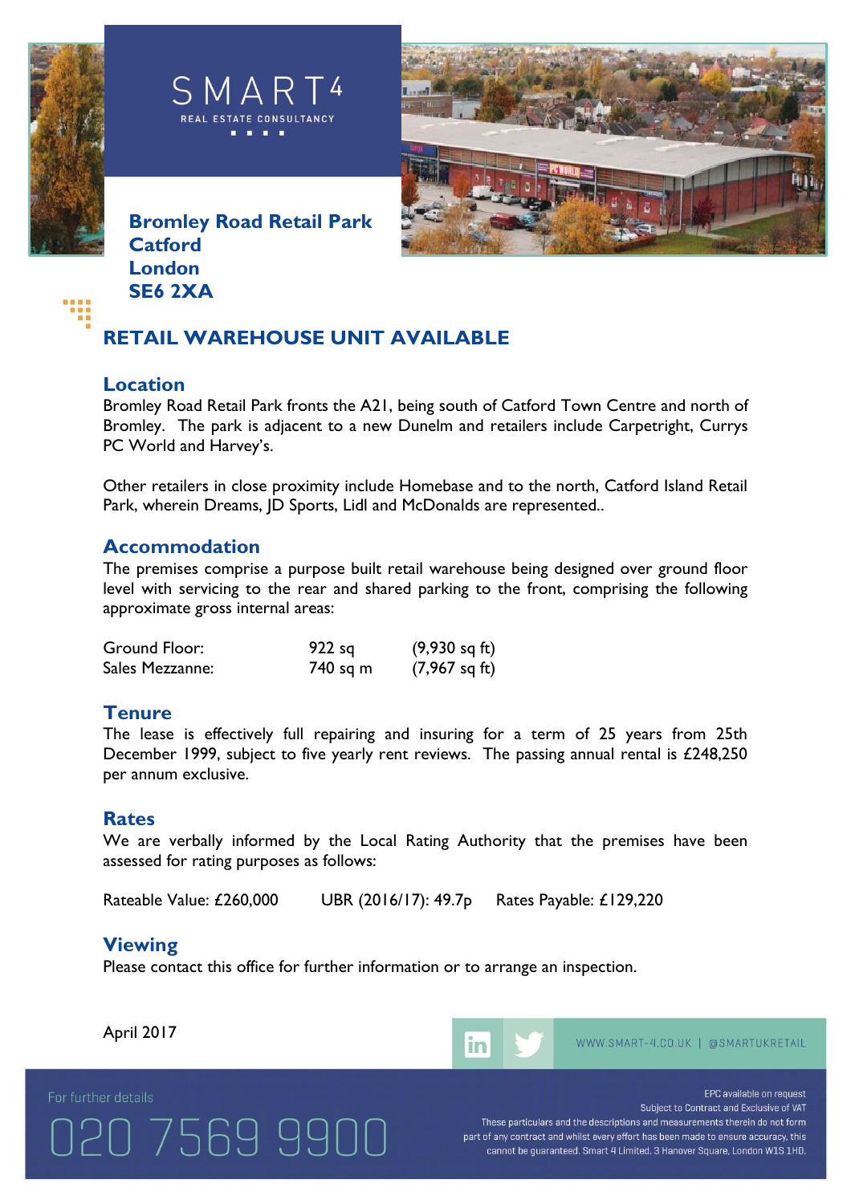SMART4
REAL ESTATE CONSULTANCY

**Bromley Road Retail Park**
**Catford**
**London**
**SE6 2XA**

# RETAIL WAREHOUSE UNIT AVAILABLE

## Location

Bromley Road Retail Park fronts the A21, being south of Catford Town Centre and north of Bromley. The park is adjacent to a new Dunelm and retailers include Carpetright, Currys PC World and Harvey's.

Other retailers in close proximity include Homebase and to the north, Catford Island Retail Park, wherein Dreams, JD Sports, Lidl and McDonalds are represented..

## Accommodation

The premises comprise a purpose built retail warehouse being designed over ground floor level with servicing to the rear and shared parking to the front, comprising the following approximate gross internal areas:

| | | |
|---|---|---|
| Ground Floor: | 922 sq | (9,930 sq ft) |
| Sales Mezzanne: | 740 sq m | (7,967 sq ft) |

## Tenure

The lease is effectively full repairing and insuring for a term of 25 years from 25th December 1999, subject to five yearly rent reviews. The passing annual rental is £248,250 per annum exclusive.

## Rates

We are verbally informed by the Local Rating Authority that the premises have been assessed for rating purposes as follows:

Rateable Value: £260,000    UBR (2016/17): 49.7p    Rates Payable: £129,220

## Viewing

Please contact this office for further information or to arrange an inspection.

April 2017

WWW.SMART-4.CO.UK | @SMARTUKRETAIL

For further details

020 7569 9900

EPC available on request
Subject to Contract and Exclusive of VAT
These particulars and the descriptions and measurements therein do not form part of any contract and whilst every effort has been made to ensure accuracy, this cannot be guaranteed. Smart 4 Limited. 3 Hanover Square, London W1S 1HD.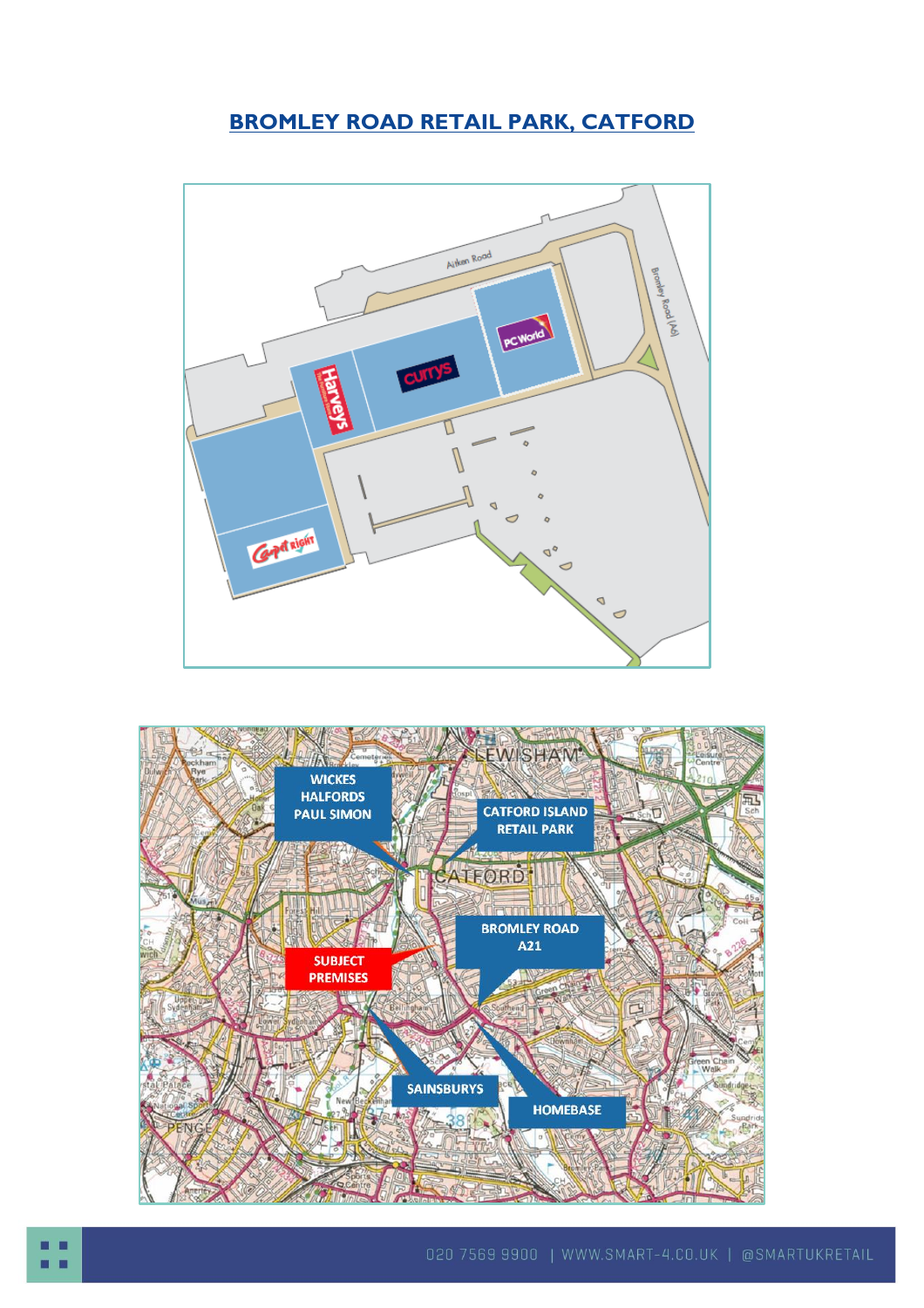# BROMLEY ROAD RETAIL PARK, CATFORD

Aitken Road

Bromley Road (A21)

Harveys

currys

PC World

Carpet Right

WICKES
HALFORDS
PAUL SIMON

CATFORD ISLAND
RETAIL PARK

BROMLEY ROAD
A21

SUBJECT
PREMISES

SAINSBURYS

HOMEBASE